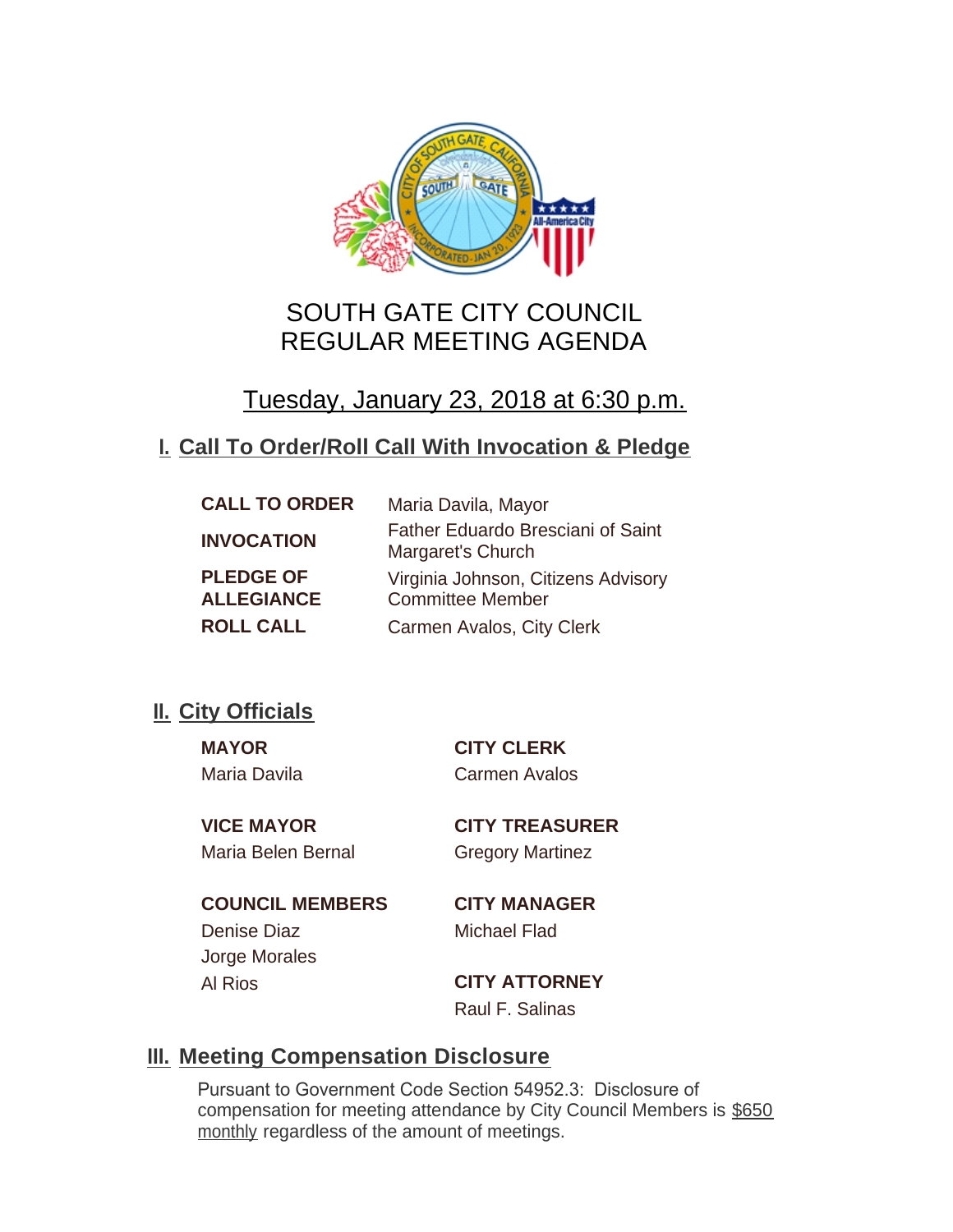# SOUTH GATE CITY COUNCIL
# REGULAR MEETING AGENDA

## Tuesday, January 23, 2018 at 6:30 p.m.

## I. Call To Order/Roll Call With Invocation & Pledge

| | |
|---|---|
| **CALL TO ORDER** | Maria Davila, Mayor |
| **INVOCATION** | Father Eduardo Bresciani of Saint Margaret's Church |
| **PLEDGE OF ALLEGIANCE** | Virginia Johnson, Citizens Advisory Committee Member |
| **ROLL CALL** | Carmen Avalos, City Clerk |

## II. City Officials

**MAYOR**
Maria Davila

**VICE MAYOR**
Maria Belen Bernal

**COUNCIL MEMBERS**
Denise Diaz
Jorge Morales
Al Rios

**CITY CLERK**
Carmen Avalos

**CITY TREASURER**
Gregory Martinez

**CITY MANAGER**
Michael Flad

**CITY ATTORNEY**
Raul F. Salinas

## III. Meeting Compensation Disclosure

Pursuant to Government Code Section 54952.3: Disclosure of compensation for meeting attendance by City Council Members is $650 monthly regardless of the amount of meetings.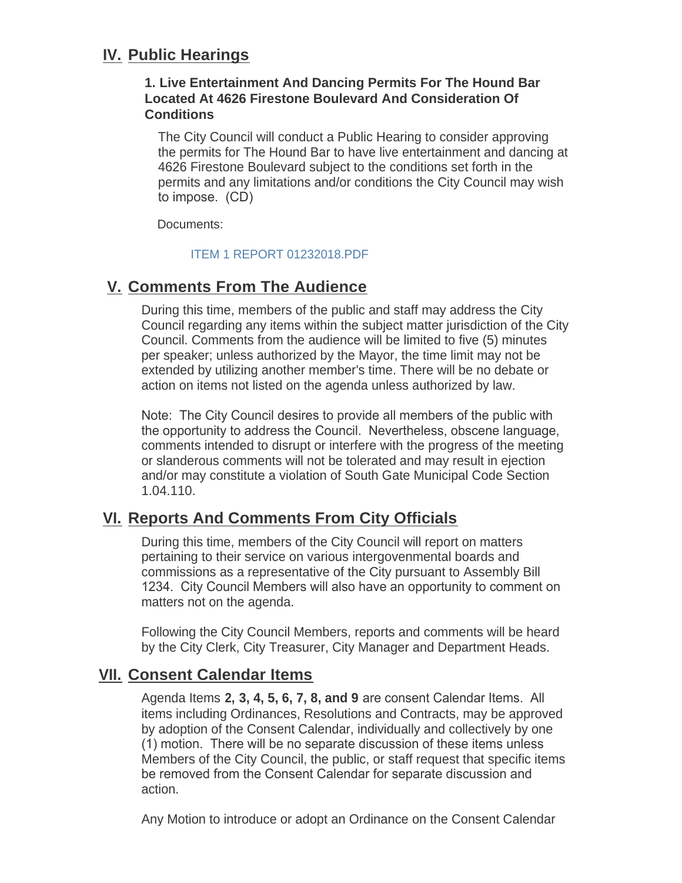## IV. Public Hearings

### 1. Live Entertainment And Dancing Permits For The Hound Bar Located At 4626 Firestone Boulevard And Consideration Of Conditions

The City Council will conduct a Public Hearing to consider approving the permits for The Hound Bar to have live entertainment and dancing at 4626 Firestone Boulevard subject to the conditions set forth in the permits and any limitations and/or conditions the City Council may wish to impose. (CD)

Documents:

ITEM 1 REPORT 01232018.PDF

## V. Comments From The Audience

During this time, members of the public and staff may address the City Council regarding any items within the subject matter jurisdiction of the City Council. Comments from the audience will be limited to five (5) minutes per speaker; unless authorized by the Mayor, the time limit may not be extended by utilizing another member's time. There will be no debate or action on items not listed on the agenda unless authorized by law.

Note: The City Council desires to provide all members of the public with the opportunity to address the Council. Nevertheless, obscene language, comments intended to disrupt or interfere with the progress of the meeting or slanderous comments will not be tolerated and may result in ejection and/or may constitute a violation of South Gate Municipal Code Section 1.04.110.

## VI. Reports And Comments From City Officials

During this time, members of the City Council will report on matters pertaining to their service on various intergovenmental boards and commissions as a representative of the City pursuant to Assembly Bill 1234. City Council Members will also have an opportunity to comment on matters not on the agenda.

Following the City Council Members, reports and comments will be heard by the City Clerk, City Treasurer, City Manager and Department Heads.

## VII. Consent Calendar Items

Agenda Items **2, 3, 4, 5, 6, 7, 8, and 9** are consent Calendar Items. All items including Ordinances, Resolutions and Contracts, may be approved by adoption of the Consent Calendar, individually and collectively by one (1) motion. There will be no separate discussion of these items unless Members of the City Council, the public, or staff request that specific items be removed from the Consent Calendar for separate discussion and action.

Any Motion to introduce or adopt an Ordinance on the Consent Calendar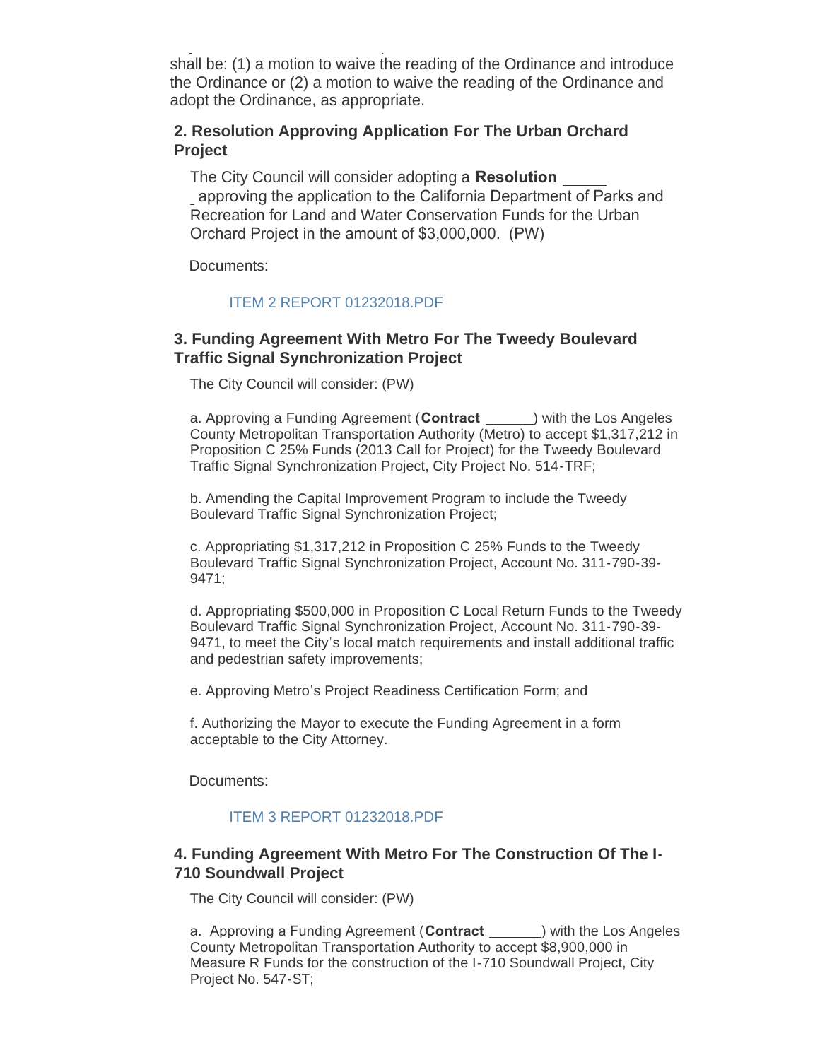shall be: (1) a motion to waive the reading of the Ordinance and introduce the Ordinance or (2) a motion to waive the reading of the Ordinance and adopt the Ordinance, as appropriate.

### 2. Resolution Approving Application For The Urban Orchard Project

The City Council will consider adopting a **Resolution** ______ approving the application to the California Department of Parks and Recreation for Land and Water Conservation Funds for the Urban Orchard Project in the amount of $3,000,000. (PW)

Documents:

ITEM 2 REPORT 01232018.PDF

### 3. Funding Agreement With Metro For The Tweedy Boulevard Traffic Signal Synchronization Project

The City Council will consider: (PW)

a. Approving a Funding Agreement (**Contract** ______) with the Los Angeles County Metropolitan Transportation Authority (Metro) to accept $1,317,212 in Proposition C 25% Funds (2013 Call for Project) for the Tweedy Boulevard Traffic Signal Synchronization Project, City Project No. 514-TRF;

b. Amending the Capital Improvement Program to include the Tweedy Boulevard Traffic Signal Synchronization Project;

c. Appropriating $1,317,212 in Proposition C 25% Funds to the Tweedy Boulevard Traffic Signal Synchronization Project, Account No. 311-790-39-9471;

d. Appropriating $500,000 in Proposition C Local Return Funds to the Tweedy Boulevard Traffic Signal Synchronization Project, Account No. 311-790-39-9471, to meet the City's local match requirements and install additional traffic and pedestrian safety improvements;

e. Approving Metro's Project Readiness Certification Form; and

f. Authorizing the Mayor to execute the Funding Agreement in a form acceptable to the City Attorney.

Documents:

ITEM 3 REPORT 01232018.PDF

### 4. Funding Agreement With Metro For The Construction Of The I-710 Soundwall Project

The City Council will consider: (PW)

a. Approving a Funding Agreement (**Contract** ______) with the Los Angeles County Metropolitan Transportation Authority to accept $8,900,000 in Measure R Funds for the construction of the I-710 Soundwall Project, City Project No. 547-ST;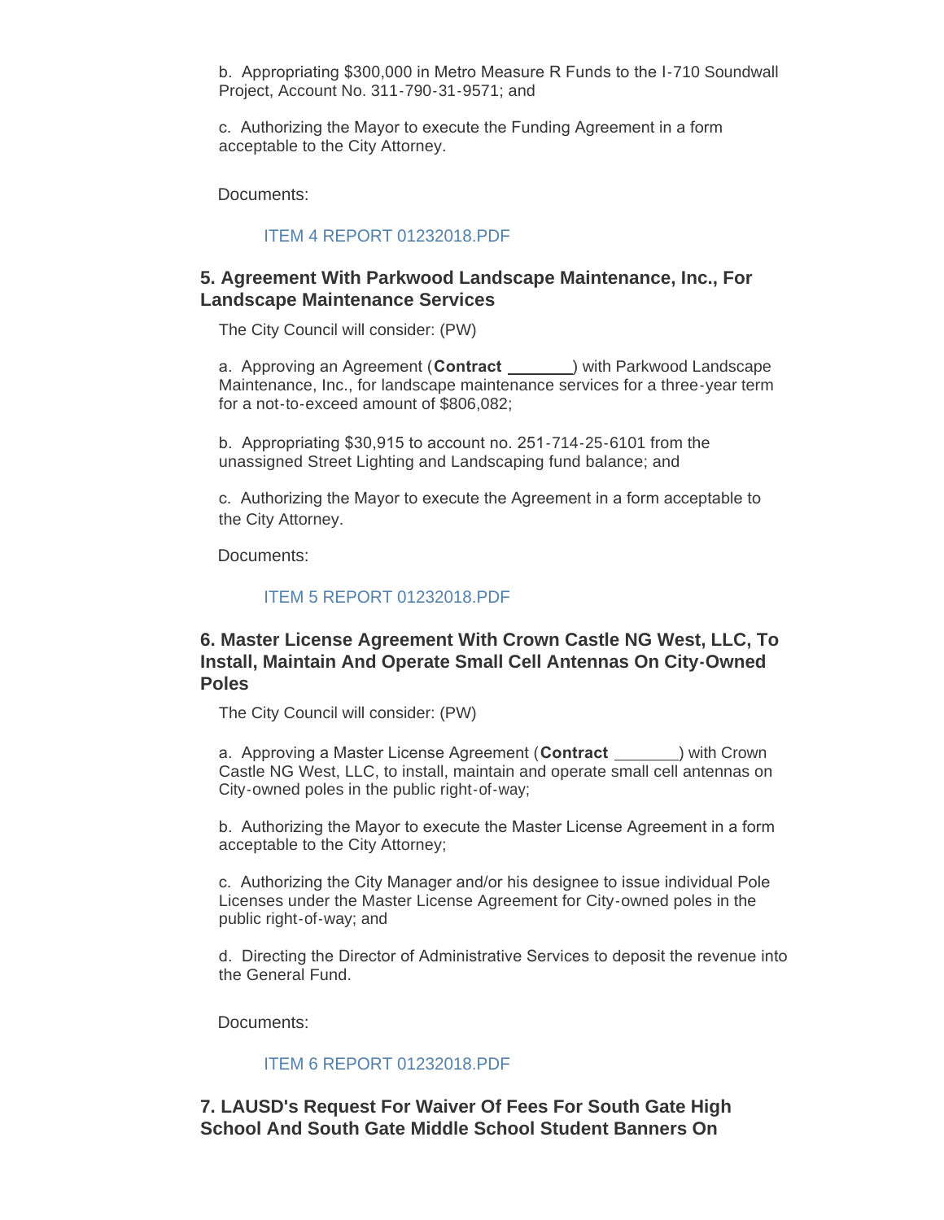b. Appropriating $300,000 in Metro Measure R Funds to the I-710 Soundwall Project, Account No. 311-790-31-9571; and

c. Authorizing the Mayor to execute the Funding Agreement in a form acceptable to the City Attorney.

Documents:

ITEM 4 REPORT 01232018.PDF

### 5. Agreement With Parkwood Landscape Maintenance, Inc., For Landscape Maintenance Services

The City Council will consider: (PW)

a. Approving an Agreement (**Contract** _______) with Parkwood Landscape Maintenance, Inc., for landscape maintenance services for a three-year term for a not-to-exceed amount of $806,082;

b. Appropriating $30,915 to account no. 251-714-25-6101 from the unassigned Street Lighting and Landscaping fund balance; and

c. Authorizing the Mayor to execute the Agreement in a form acceptable to the City Attorney.

Documents:

ITEM 5 REPORT 01232018.PDF

### 6. Master License Agreement With Crown Castle NG West, LLC, To Install, Maintain And Operate Small Cell Antennas On City-Owned Poles

The City Council will consider: (PW)

a. Approving a Master License Agreement (**Contract** _______) with Crown Castle NG West, LLC, to install, maintain and operate small cell antennas on City-owned poles in the public right-of-way;

b. Authorizing the Mayor to execute the Master License Agreement in a form acceptable to the City Attorney;

c. Authorizing the City Manager and/or his designee to issue individual Pole Licenses under the Master License Agreement for City-owned poles in the public right-of-way; and

d. Directing the Director of Administrative Services to deposit the revenue into the General Fund.

Documents:

ITEM 6 REPORT 01232018.PDF

### 7. LAUSD's Request For Waiver Of Fees For South Gate High School And South Gate Middle School Student Banners On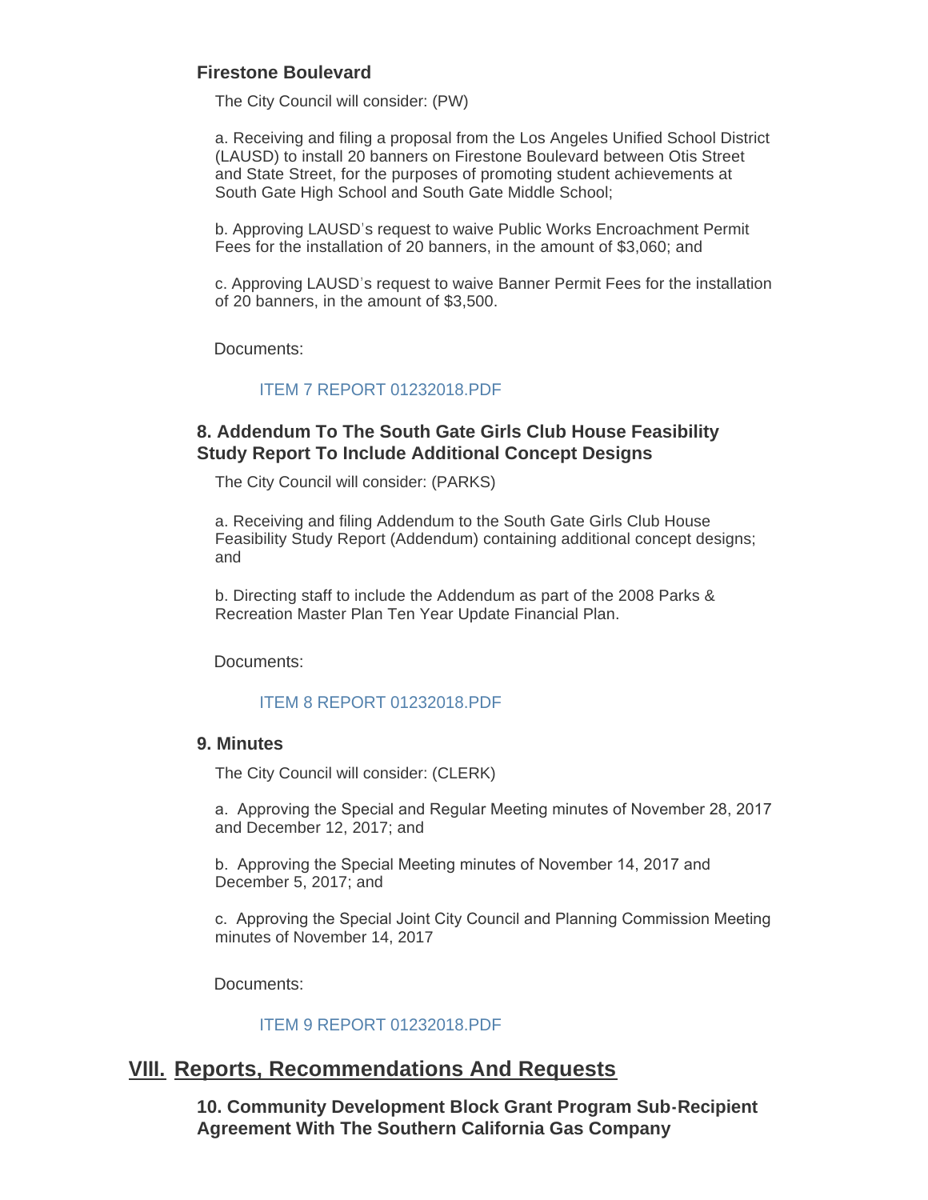### Firestone Boulevard

The City Council will consider: (PW)

a. Receiving and filing a proposal from the Los Angeles Unified School District (LAUSD) to install 20 banners on Firestone Boulevard between Otis Street and State Street, for the purposes of promoting student achievements at South Gate High School and South Gate Middle School;

b. Approving LAUSD's request to waive Public Works Encroachment Permit Fees for the installation of 20 banners, in the amount of $3,060; and

c. Approving LAUSD's request to waive Banner Permit Fees for the installation of 20 banners, in the amount of $3,500.

Documents:

ITEM 7 REPORT 01232018.PDF

### 8. Addendum To The South Gate Girls Club House Feasibility Study Report To Include Additional Concept Designs

The City Council will consider: (PARKS)

a. Receiving and filing Addendum to the South Gate Girls Club House Feasibility Study Report (Addendum) containing additional concept designs; and

b. Directing staff to include the Addendum as part of the 2008 Parks & Recreation Master Plan Ten Year Update Financial Plan.

Documents:

ITEM 8 REPORT 01232018.PDF

### 9. Minutes

The City Council will consider: (CLERK)

a. Approving the Special and Regular Meeting minutes of November 28, 2017 and December 12, 2017; and

b. Approving the Special Meeting minutes of November 14, 2017 and December 5, 2017; and

c. Approving the Special Joint City Council and Planning Commission Meeting minutes of November 14, 2017

Documents:

ITEM 9 REPORT 01232018.PDF

## VIII. Reports, Recommendations And Requests

### 10. Community Development Block Grant Program Sub-Recipient Agreement With The Southern California Gas Company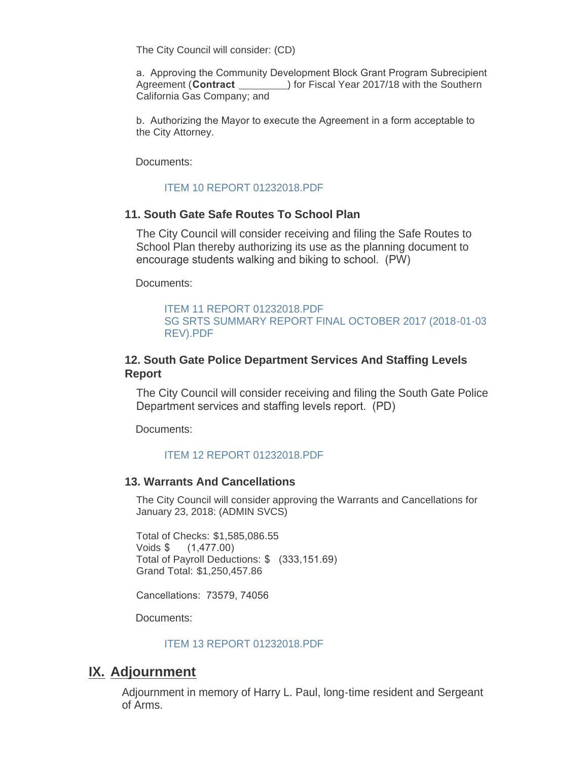The City Council will consider: (CD)

a. Approving the Community Development Block Grant Program Subrecipient Agreement (**Contract** _________) for Fiscal Year 2017/18 with the Southern California Gas Company; and

b. Authorizing the Mayor to execute the Agreement in a form acceptable to the City Attorney.

Documents:

ITEM 10 REPORT 01232018.PDF

### 11. South Gate Safe Routes To School Plan

The City Council will consider receiving and filing the Safe Routes to School Plan thereby authorizing its use as the planning document to encourage students walking and biking to school. (PW)

Documents:

ITEM 11 REPORT 01232018.PDF
SG SRTS SUMMARY REPORT FINAL OCTOBER 2017 (2018-01-03 REV).PDF

### 12. South Gate Police Department Services And Staffing Levels Report

The City Council will consider receiving and filing the South Gate Police Department services and staffing levels report. (PD)

Documents:

ITEM 12 REPORT 01232018.PDF

### 13. Warrants And Cancellations

The City Council will consider approving the Warrants and Cancellations for January 23, 2018: (ADMIN SVCS)

Total of Checks: $1,585,086.55
Voids $ (1,477.00)
Total of Payroll Deductions: $ (333,151.69)
Grand Total: $1,250,457.86

Cancellations: 73579, 74056

Documents:

ITEM 13 REPORT 01232018.PDF

## IX. Adjournment

Adjournment in memory of Harry L. Paul, long-time resident and Sergeant of Arms.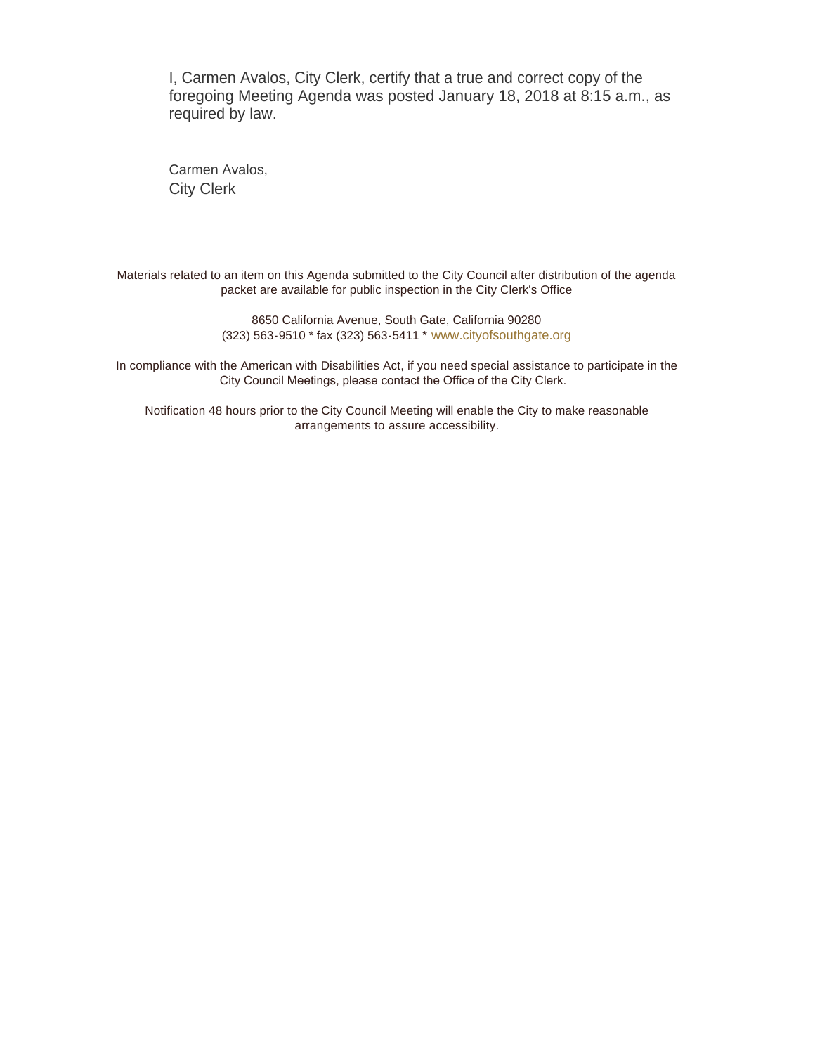I, Carmen Avalos, City Clerk, certify that a true and correct copy of the foregoing Meeting Agenda was posted January 18, 2018 at 8:15 a.m., as required by law.

Carmen Avalos,
City Clerk

Materials related to an item on this Agenda submitted to the City Council after distribution of the agenda packet are available for public inspection in the City Clerk's Office

8650 California Avenue, South Gate, California 90280
(323) 563-9510 * fax (323) 563-5411 * www.cityofsouthgate.org

In compliance with the American with Disabilities Act, if you need special assistance to participate in the City Council Meetings, please contact the Office of the City Clerk.

Notification 48 hours prior to the City Council Meeting will enable the City to make reasonable arrangements to assure accessibility.